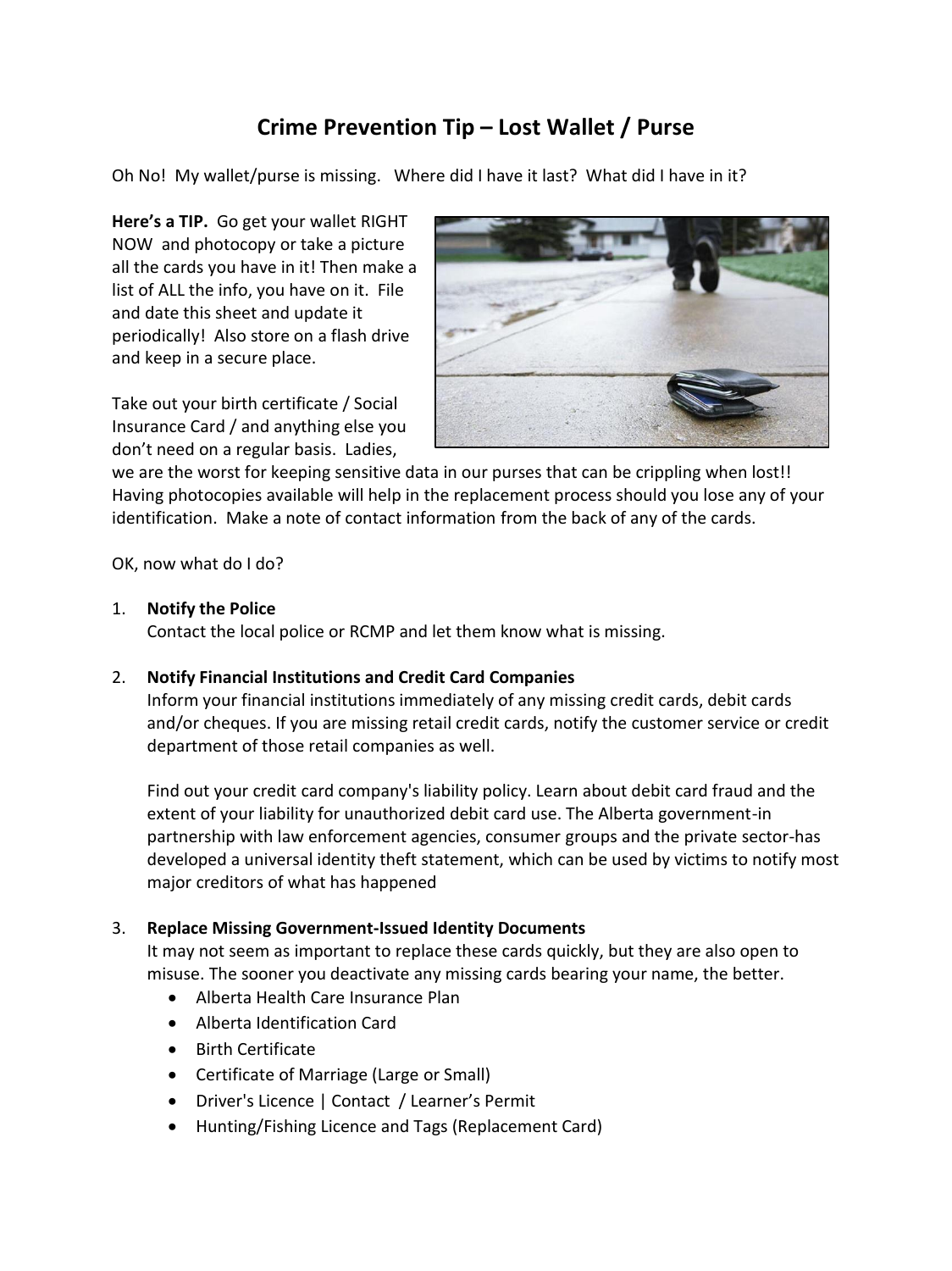# Crime Prevention Tip – Lost Wallet / Purse

Oh No! My wallet/purse is missing. Where did I have it last? What did I have in it?

**Here's a TIP.** Go get your wallet RIGHT NOW and photocopy or take a picture all the cards you have in it! Then make a list of ALL the info, you have on it. File and date this sheet and update it periodically! Also store on a flash drive and keep in a secure place.

Take out your birth certificate / Social Insurance Card / and anything else you don't need on a regular basis. Ladies, we are the worst for keeping sensitive data in our purses that can be crippling when lost!! Having photocopies available will help in the replacement process should you lose any of your identification. Make a note of contact information from the back of any of the cards.

OK, now what do I do?

1. **Notify the Police**
   Contact the local police or RCMP and let them know what is missing.

2. **Notify Financial Institutions and Credit Card Companies**
   Inform your financial institutions immediately of any missing credit cards, debit cards and/or cheques. If you are missing retail credit cards, notify the customer service or credit department of those retail companies as well.

   Find out your credit card company's liability policy. Learn about debit card fraud and the extent of your liability for unauthorized debit card use. The Alberta government-in partnership with law enforcement agencies, consumer groups and the private sector-has developed a universal identity theft statement, which can be used by victims to notify most major creditors of what has happened

3. **Replace Missing Government-Issued Identity Documents**
   It may not seem as important to replace these cards quickly, but they are also open to misuse. The sooner you deactivate any missing cards bearing your name, the better.
   - Alberta Health Care Insurance Plan
   - Alberta Identification Card
   - Birth Certificate
   - Certificate of Marriage (Large or Small)
   - Driver's Licence | Contact / Learner's Permit
   - Hunting/Fishing Licence and Tags (Replacement Card)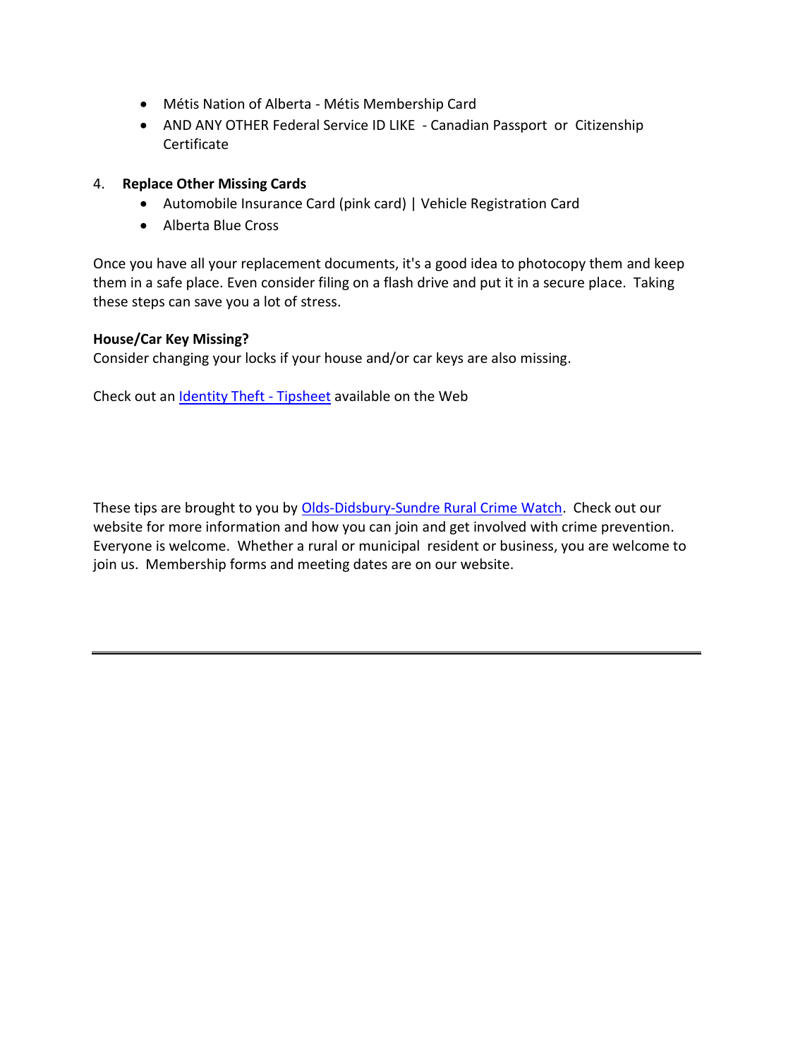- Métis Nation of Alberta - Métis Membership Card
- AND ANY OTHER Federal Service ID LIKE - Canadian Passport or Citizenship Certificate

4. **Replace Other Missing Cards**
   - Automobile Insurance Card (pink card) | Vehicle Registration Card
   - Alberta Blue Cross

Once you have all your replacement documents, it's a good idea to photocopy them and keep them in a safe place. Even consider filing on a flash drive and put it in a secure place. Taking these steps can save you a lot of stress.

**House/Car Key Missing?**
Consider changing your locks if your house and/or car keys are also missing.

Check out an Identity Theft - Tipsheet available on the Web

These tips are brought to you by Olds-Didsbury-Sundre Rural Crime Watch. Check out our website for more information and how you can join and get involved with crime prevention. Everyone is welcome. Whether a rural or municipal resident or business, you are welcome to join us. Membership forms and meeting dates are on our website.

---